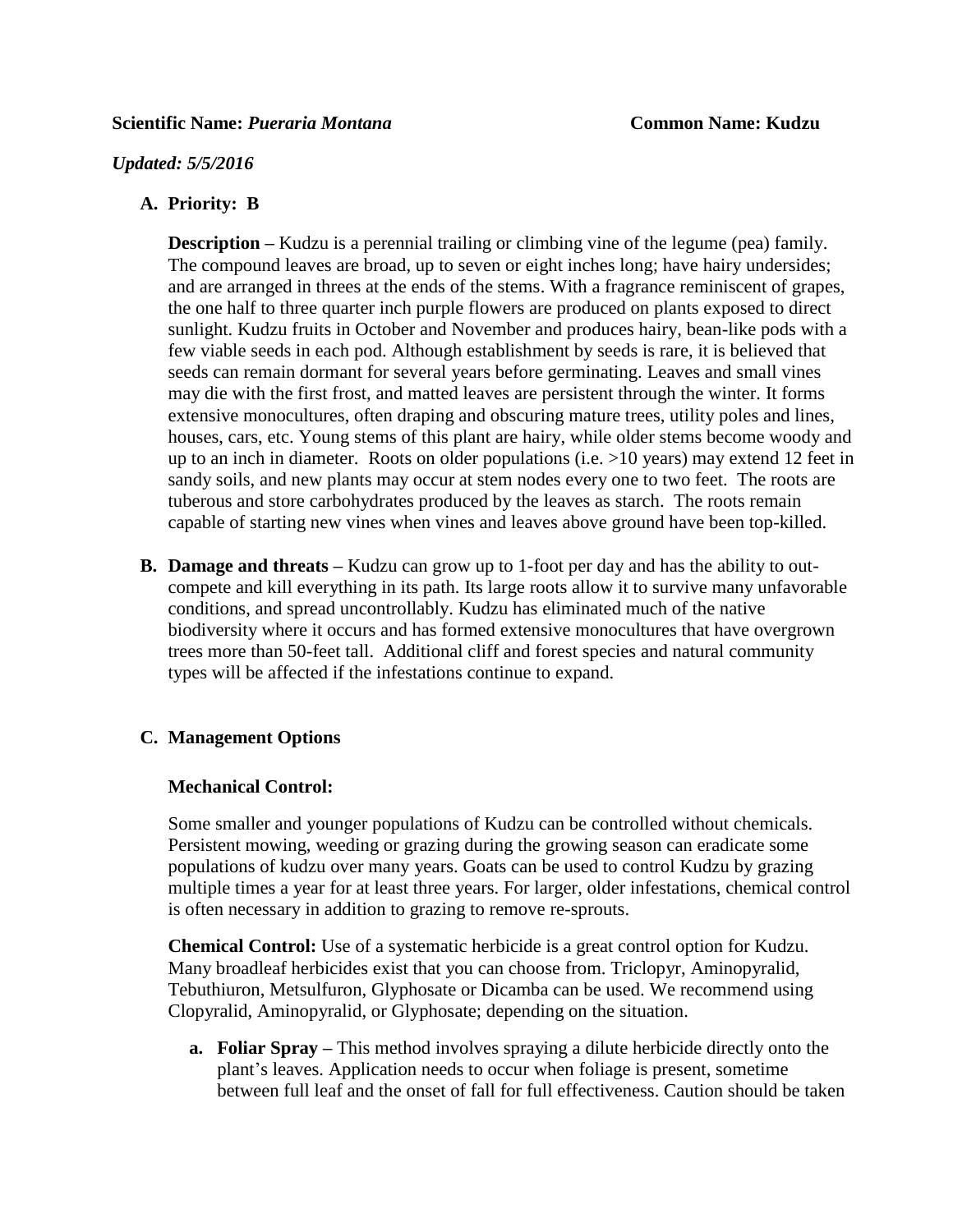**Scientific Name:** ***Pueraria Montana*** **Common Name: Kudzu**

***Updated: 5/5/2016***

**A. Priority: B**

**Description –** Kudzu is a perennial trailing or climbing vine of the legume (pea) family. The compound leaves are broad, up to seven or eight inches long; have hairy undersides; and are arranged in threes at the ends of the stems. With a fragrance reminiscent of grapes, the one half to three quarter inch purple flowers are produced on plants exposed to direct sunlight. Kudzu fruits in October and November and produces hairy, bean-like pods with a few viable seeds in each pod. Although establishment by seeds is rare, it is believed that seeds can remain dormant for several years before germinating. Leaves and small vines may die with the first frost, and matted leaves are persistent through the winter. It forms extensive monocultures, often draping and obscuring mature trees, utility poles and lines, houses, cars, etc. Young stems of this plant are hairy, while older stems become woody and up to an inch in diameter. Roots on older populations (i.e. >10 years) may extend 12 feet in sandy soils, and new plants may occur at stem nodes every one to two feet. The roots are tuberous and store carbohydrates produced by the leaves as starch. The roots remain capable of starting new vines when vines and leaves above ground have been top-killed.

**B. Damage and threats –** Kudzu can grow up to 1-foot per day and has the ability to out-compete and kill everything in its path. Its large roots allow it to survive many unfavorable conditions, and spread uncontrollably. Kudzu has eliminated much of the native biodiversity where it occurs and has formed extensive monocultures that have overgrown trees more than 50-feet tall. Additional cliff and forest species and natural community types will be affected if the infestations continue to expand.

**C. Management Options**

**Mechanical Control:**

Some smaller and younger populations of Kudzu can be controlled without chemicals. Persistent mowing, weeding or grazing during the growing season can eradicate some populations of kudzu over many years. Goats can be used to control Kudzu by grazing multiple times a year for at least three years. For larger, older infestations, chemical control is often necessary in addition to grazing to remove re-sprouts.

**Chemical Control:** Use of a systematic herbicide is a great control option for Kudzu. Many broadleaf herbicides exist that you can choose from. Triclopyr, Aminopyralid, Tebuthiuron, Metsulfuron, Glyphosate or Dicamba can be used. We recommend using Clopyralid, Aminopyralid, or Glyphosate; depending on the situation.

a. **Foliar Spray –** This method involves spraying a dilute herbicide directly onto the plant's leaves. Application needs to occur when foliage is present, sometime between full leaf and the onset of fall for full effectiveness. Caution should be taken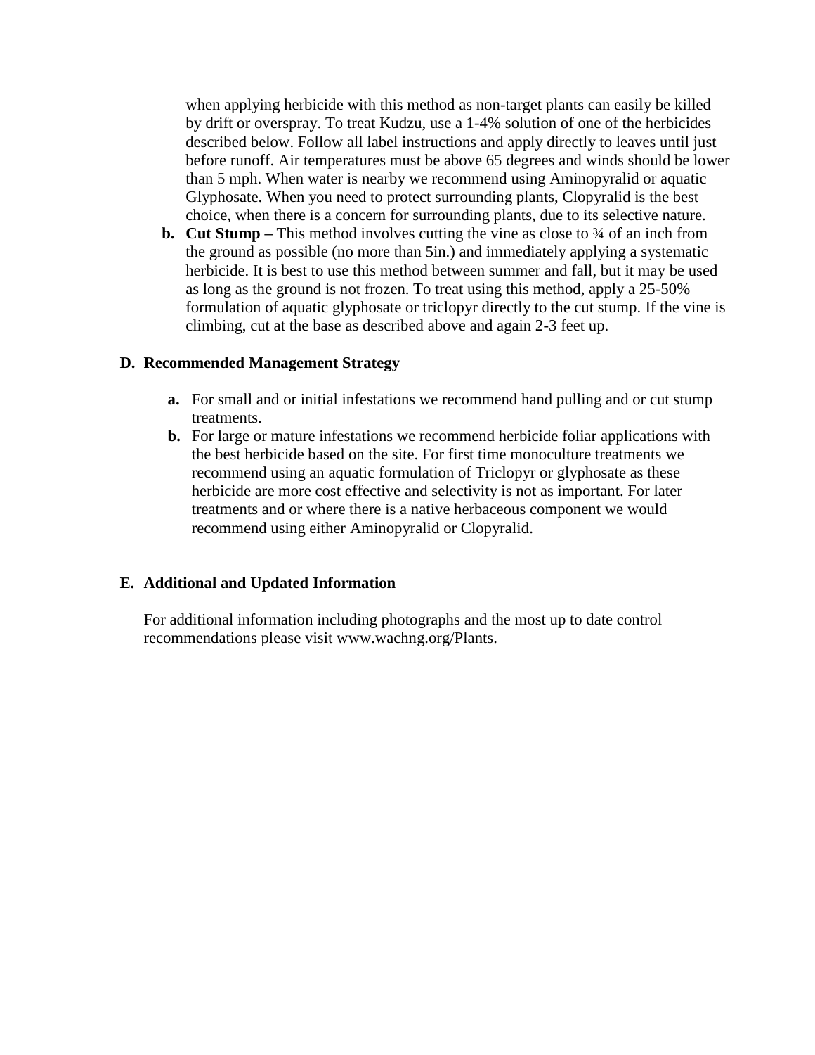when applying herbicide with this method as non-target plants can easily be killed by drift or overspray. To treat Kudzu, use a 1-4% solution of one of the herbicides described below. Follow all label instructions and apply directly to leaves until just before runoff. Air temperatures must be above 65 degrees and winds should be lower than 5 mph. When water is nearby we recommend using Aminopyralid or aquatic Glyphosate. When you need to protect surrounding plants, Clopyralid is the best choice, when there is a concern for surrounding plants, due to its selective nature.

**b. Cut Stump –** This method involves cutting the vine as close to ¾ of an inch from the ground as possible (no more than 5in.) and immediately applying a systematic herbicide. It is best to use this method between summer and fall, but it may be used as long as the ground is not frozen. To treat using this method, apply a 25-50% formulation of aquatic glyphosate or triclopyr directly to the cut stump. If the vine is climbing, cut at the base as described above and again 2-3 feet up.

## D. Recommended Management Strategy

**a.** For small and or initial infestations we recommend hand pulling and or cut stump treatments.

**b.** For large or mature infestations we recommend herbicide foliar applications with the best herbicide based on the site. For first time monoculture treatments we recommend using an aquatic formulation of Triclopyr or glyphosate as these herbicide are more cost effective and selectivity is not as important. For later treatments and or where there is a native herbaceous component we would recommend using either Aminopyralid or Clopyralid.

## E. Additional and Updated Information

For additional information including photographs and the most up to date control recommendations please visit www.wachng.org/Plants.